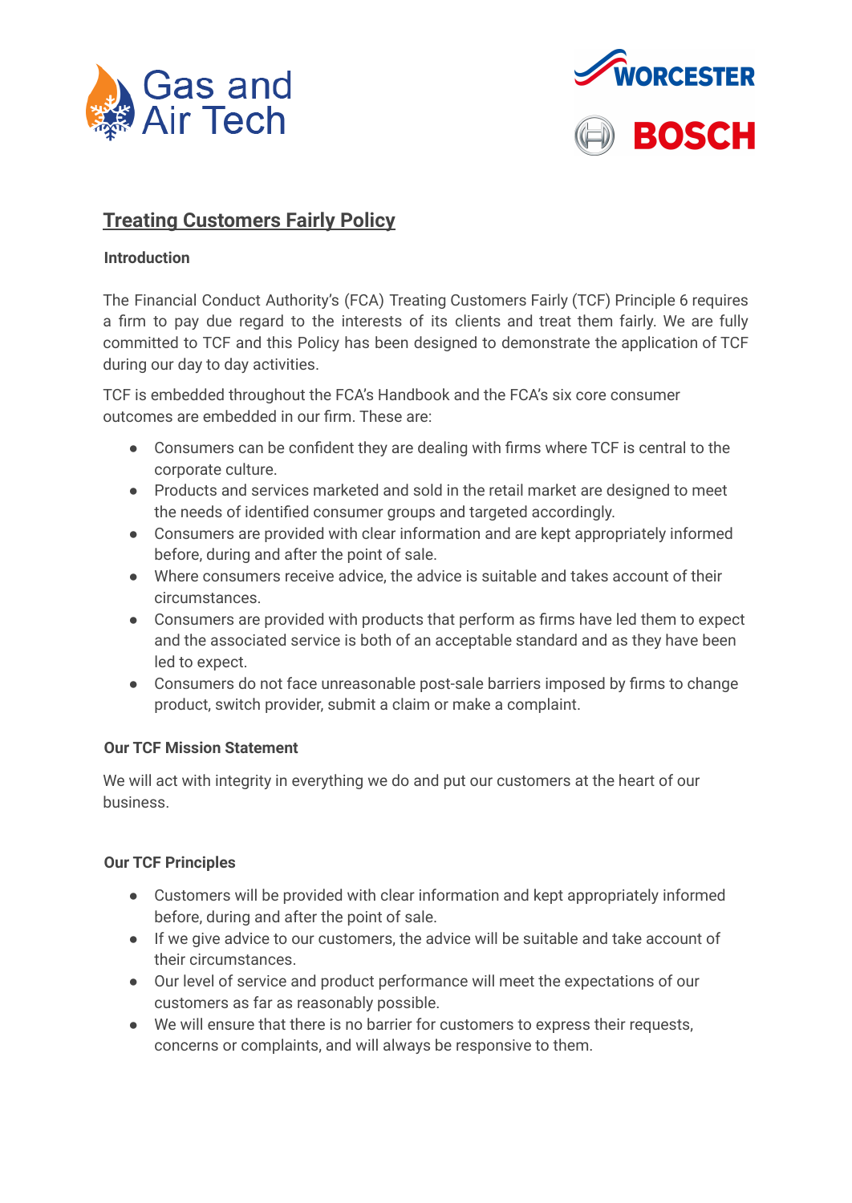Gas and Air Tech

WORCESTER BOSCH

# Treating Customers Fairly Policy

## Introduction

The Financial Conduct Authority's (FCA) Treating Customers Fairly (TCF) Principle 6 requires a firm to pay due regard to the interests of its clients and treat them fairly. We are fully committed to TCF and this Policy has been designed to demonstrate the application of TCF during our day to day activities.

TCF is embedded throughout the FCA's Handbook and the FCA's six core consumer outcomes are embedded in our firm. These are:

- Consumers can be confident they are dealing with firms where TCF is central to the corporate culture.
- Products and services marketed and sold in the retail market are designed to meet the needs of identified consumer groups and targeted accordingly.
- Consumers are provided with clear information and are kept appropriately informed before, during and after the point of sale.
- Where consumers receive advice, the advice is suitable and takes account of their circumstances.
- Consumers are provided with products that perform as firms have led them to expect and the associated service is both of an acceptable standard and as they have been led to expect.
- Consumers do not face unreasonable post-sale barriers imposed by firms to change product, switch provider, submit a claim or make a complaint.

## Our TCF Mission Statement

We will act with integrity in everything we do and put our customers at the heart of our business.

## Our TCF Principles

- Customers will be provided with clear information and kept appropriately informed before, during and after the point of sale.
- If we give advice to our customers, the advice will be suitable and take account of their circumstances.
- Our level of service and product performance will meet the expectations of our customers as far as reasonably possible.
- We will ensure that there is no barrier for customers to express their requests, concerns or complaints, and will always be responsive to them.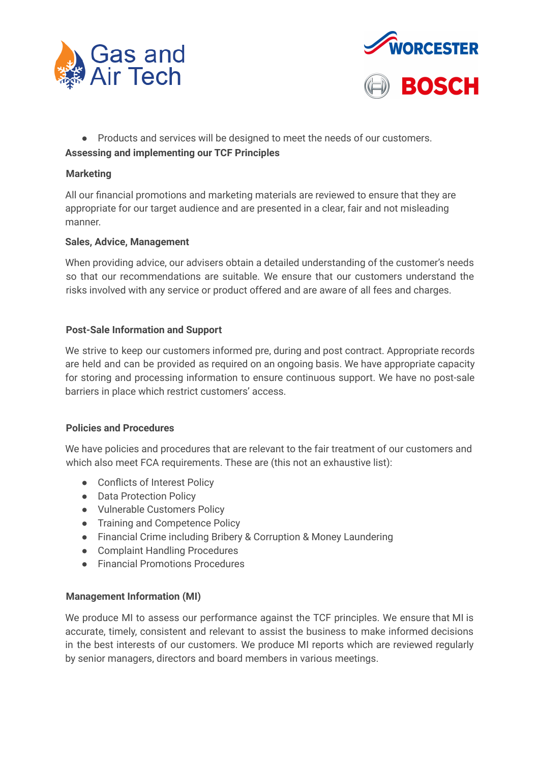- Products and services will be designed to meet the needs of our customers.

**Assessing and implementing our TCF Principles**

**Marketing**

All our financial promotions and marketing materials are reviewed to ensure that they are appropriate for our target audience and are presented in a clear, fair and not misleading manner.

**Sales, Advice, Management**

When providing advice, our advisers obtain a detailed understanding of the customer's needs so that our recommendations are suitable. We ensure that our customers understand the risks involved with any service or product offered and are aware of all fees and charges.

**Post-Sale Information and Support**

We strive to keep our customers informed pre, during and post contract. Appropriate records are held and can be provided as required on an ongoing basis. We have appropriate capacity for storing and processing information to ensure continuous support. We have no post-sale barriers in place which restrict customers' access.

**Policies and Procedures**

We have policies and procedures that are relevant to the fair treatment of our customers and which also meet FCA requirements. These are (this not an exhaustive list):

- Conflicts of Interest Policy
- Data Protection Policy
- Vulnerable Customers Policy
- Training and Competence Policy
- Financial Crime including Bribery & Corruption & Money Laundering
- Complaint Handling Procedures
- Financial Promotions Procedures

**Management Information (MI)**

We produce MI to assess our performance against the TCF principles. We ensure that MI is accurate, timely, consistent and relevant to assist the business to make informed decisions in the best interests of our customers. We produce MI reports which are reviewed regularly by senior managers, directors and board members in various meetings.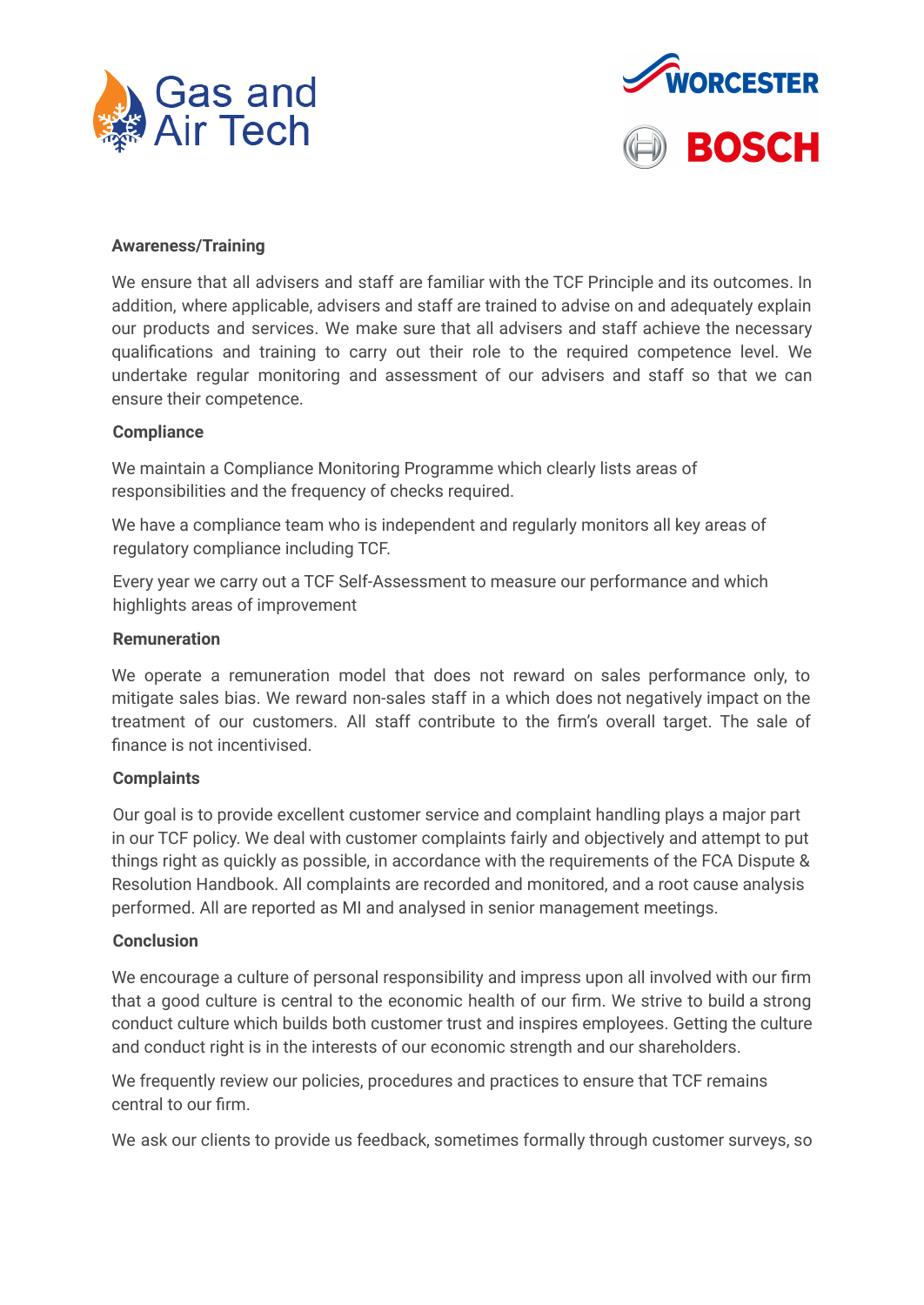**Awareness/Training**

We ensure that all advisers and staff are familiar with the TCF Principle and its outcomes. In addition, where applicable, advisers and staff are trained to advise on and adequately explain our products and services. We make sure that all advisers and staff achieve the necessary qualifications and training to carry out their role to the required competence level. We undertake regular monitoring and assessment of our advisers and staff so that we can ensure their competence.

**Compliance**

We maintain a Compliance Monitoring Programme which clearly lists areas of responsibilities and the frequency of checks required.

We have a compliance team who is independent and regularly monitors all key areas of regulatory compliance including TCF.

Every year we carry out a TCF Self-Assessment to measure our performance and which highlights areas of improvement

**Remuneration**

We operate a remuneration model that does not reward on sales performance only, to mitigate sales bias. We reward non-sales staff in a which does not negatively impact on the treatment of our customers. All staff contribute to the firm's overall target. The sale of finance is not incentivised.

**Complaints**

Our goal is to provide excellent customer service and complaint handling plays a major part in our TCF policy. We deal with customer complaints fairly and objectively and attempt to put things right as quickly as possible, in accordance with the requirements of the FCA Dispute & Resolution Handbook. All complaints are recorded and monitored, and a root cause analysis performed. All are reported as MI and analysed in senior management meetings.

**Conclusion**

We encourage a culture of personal responsibility and impress upon all involved with our firm that a good culture is central to the economic health of our firm. We strive to build a strong conduct culture which builds both customer trust and inspires employees. Getting the culture and conduct right is in the interests of our economic strength and our shareholders.

We frequently review our policies, procedures and practices to ensure that TCF remains central to our firm.

We ask our clients to provide us feedback, sometimes formally through customer surveys, so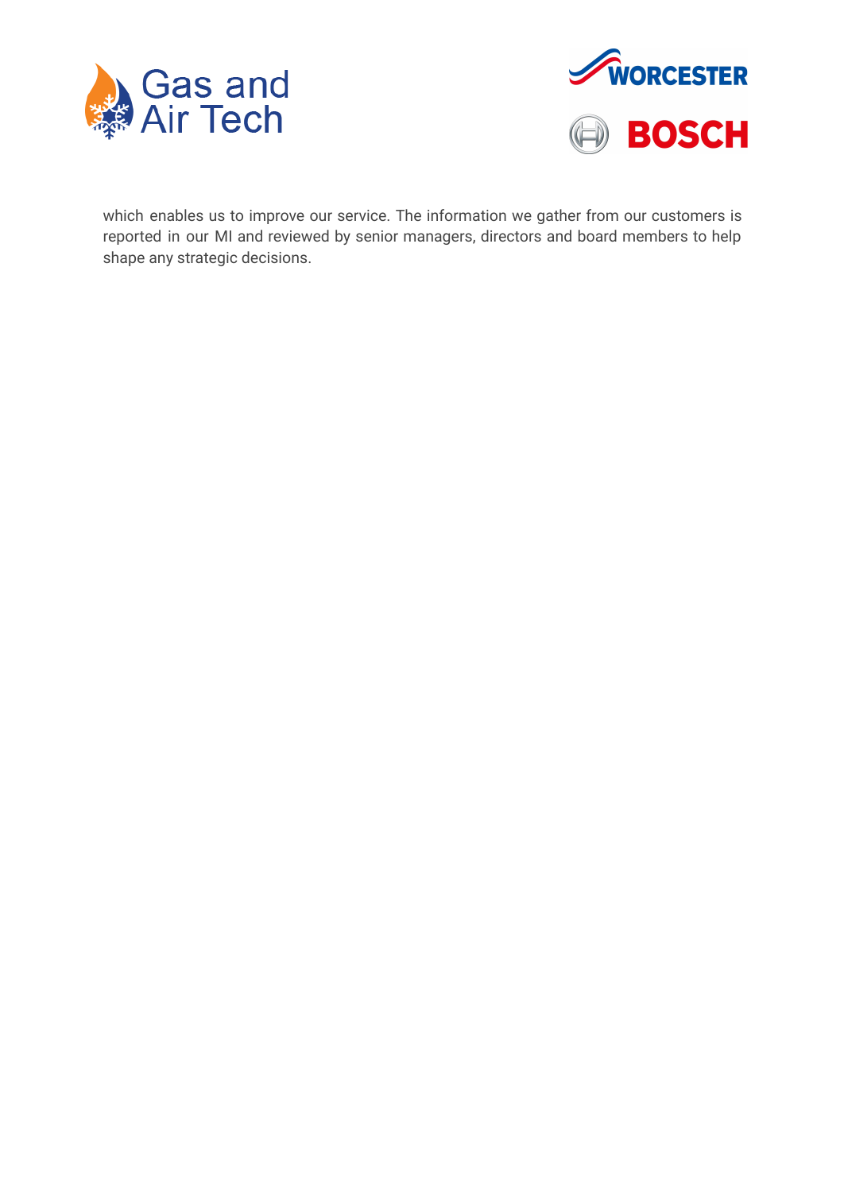which enables us to improve our service. The information we gather from our customers is reported in our MI and reviewed by senior managers, directors and board members to help shape any strategic decisions.